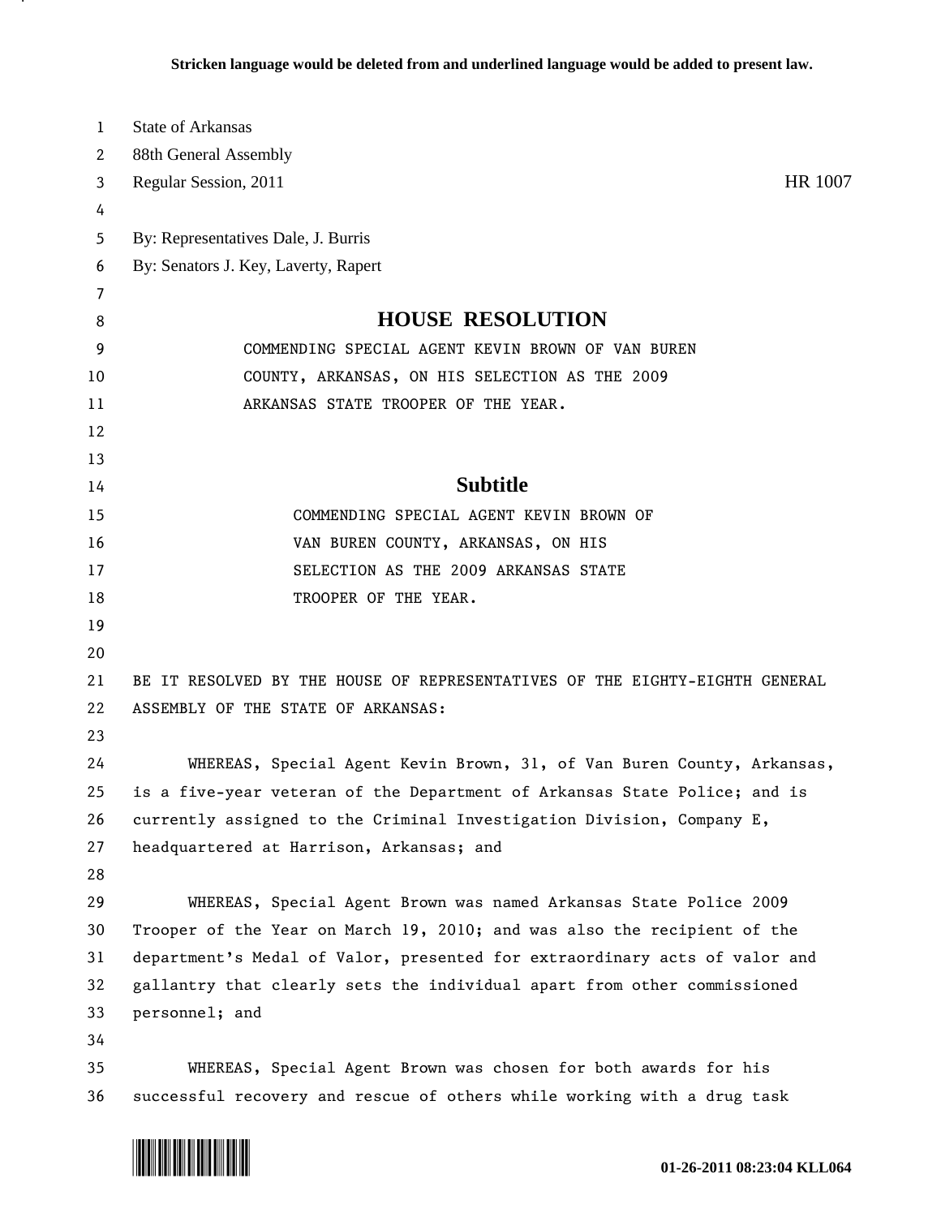Stricken language would be deleted from and underlined language would be added to present law.

State of Arkansas
88th General Assembly
Regular Session, 2011 HR 1007

By: Representatives Dale, J. Burris
By: Senators J. Key, Laverty, Rapert

# HOUSE RESOLUTION

COMMENDING SPECIAL AGENT KEVIN BROWN OF VAN BUREN COUNTY, ARKANSAS, ON HIS SELECTION AS THE 2009 ARKANSAS STATE TROOPER OF THE YEAR.

## Subtitle

COMMENDING SPECIAL AGENT KEVIN BROWN OF VAN BUREN COUNTY, ARKANSAS, ON HIS SELECTION AS THE 2009 ARKANSAS STATE TROOPER OF THE YEAR.

BE IT RESOLVED BY THE HOUSE OF REPRESENTATIVES OF THE EIGHTY-EIGHTH GENERAL ASSEMBLY OF THE STATE OF ARKANSAS:

WHEREAS, Special Agent Kevin Brown, 31, of Van Buren County, Arkansas, is a five-year veteran of the Department of Arkansas State Police; and is currently assigned to the Criminal Investigation Division, Company E, headquartered at Harrison, Arkansas; and

WHEREAS, Special Agent Brown was named Arkansas State Police 2009 Trooper of the Year on March 19, 2010; and was also the recipient of the department's Medal of Valor, presented for extraordinary acts of valor and gallantry that clearly sets the individual apart from other commissioned personnel; and

WHEREAS, Special Agent Brown was chosen for both awards for his successful recovery and rescue of others while working with a drug task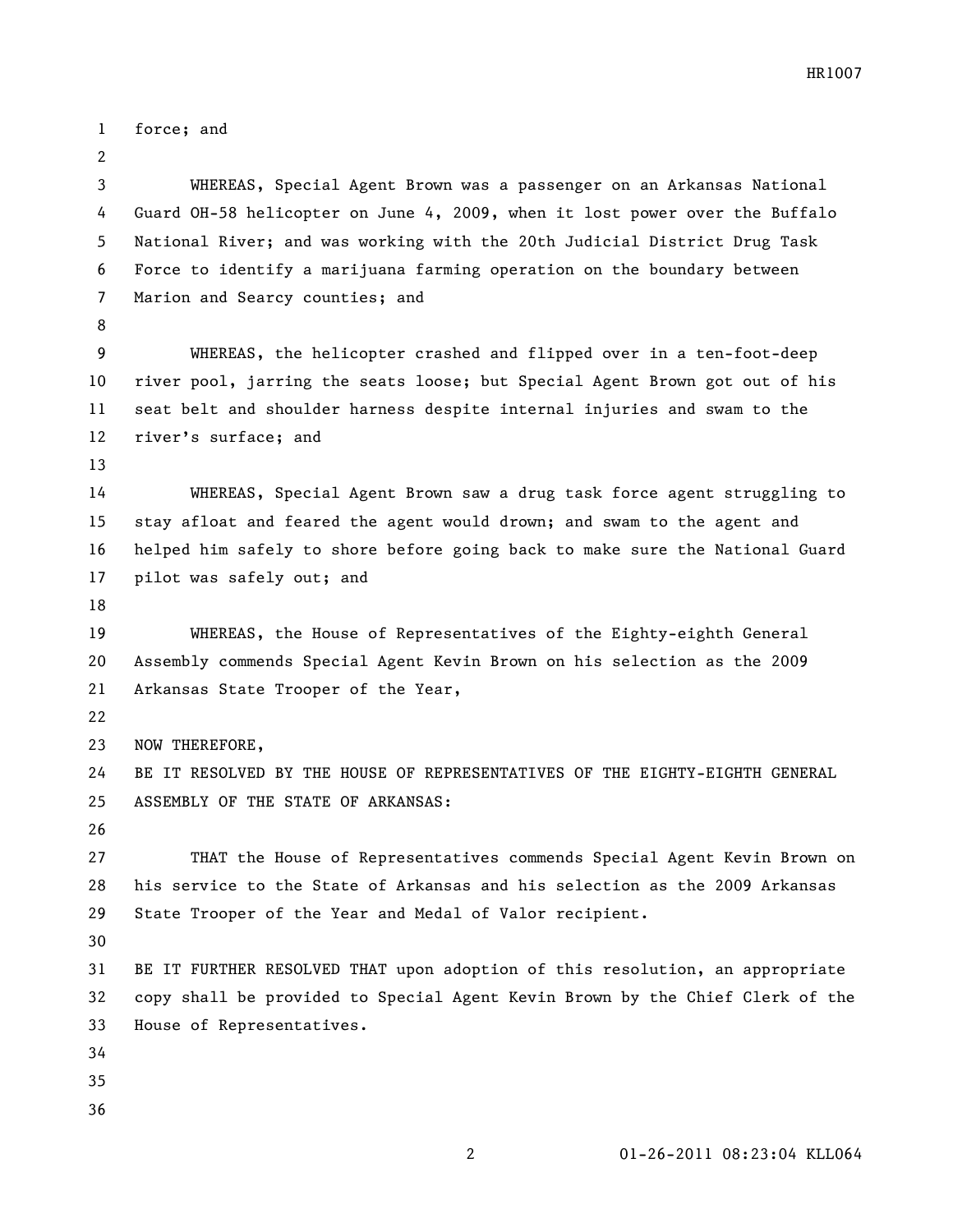force; and

WHEREAS, Special Agent Brown was a passenger on an Arkansas National Guard OH-58 helicopter on June 4, 2009, when it lost power over the Buffalo National River; and was working with the 20th Judicial District Drug Task Force to identify a marijuana farming operation on the boundary between Marion and Searcy counties; and

WHEREAS, the helicopter crashed and flipped over in a ten-foot-deep river pool, jarring the seats loose; but Special Agent Brown got out of his seat belt and shoulder harness despite internal injuries and swam to the river's surface; and

WHEREAS, Special Agent Brown saw a drug task force agent struggling to stay afloat and feared the agent would drown; and swam to the agent and helped him safely to shore before going back to make sure the National Guard pilot was safely out; and

WHEREAS, the House of Representatives of the Eighty-eighth General Assembly commends Special Agent Kevin Brown on his selection as the 2009 Arkansas State Trooper of the Year,

NOW THEREFORE,

BE IT RESOLVED BY THE HOUSE OF REPRESENTATIVES OF THE EIGHTY-EIGHTH GENERAL ASSEMBLY OF THE STATE OF ARKANSAS:

THAT the House of Representatives commends Special Agent Kevin Brown on his service to the State of Arkansas and his selection as the 2009 Arkansas State Trooper of the Year and Medal of Valor recipient.

BE IT FURTHER RESOLVED THAT upon adoption of this resolution, an appropriate copy shall be provided to Special Agent Kevin Brown by the Chief Clerk of the House of Representatives.